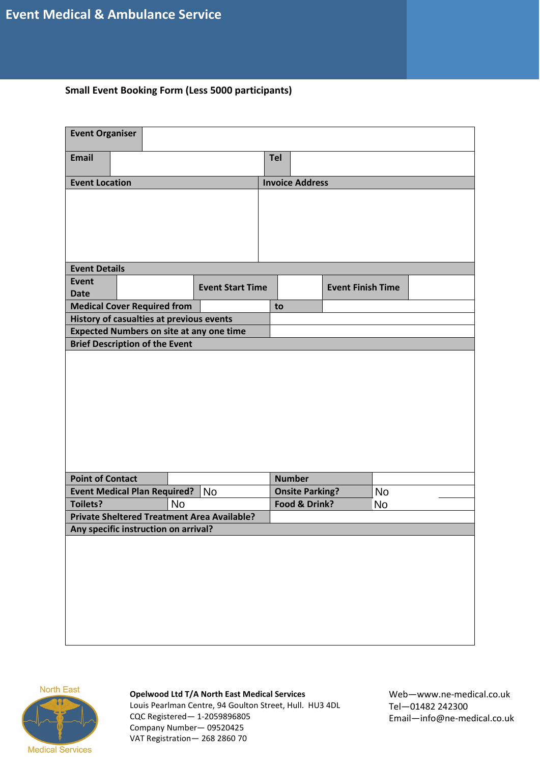# Event Medical & Ambulance Service

**Small Event Booking Form (Less 5000 participants)**

| **Event Organiser** | | | |
|---|---|---|---|
| **Email** | | **Tel** | |

| **Event Location** | **Invoice Address** |
|---|---|
| | |

| **Event Details** | | | | | |
|---|---|---|---|---|---|
| **Event Date** | | **Event Start Time** | | **Event Finish Time** | |
| **Medical Cover Required from** | | **to** | | | |
| **History of casualties at previous events** | | | | | |
| **Expected Numbers on site at any one time** | | | | | |

| **Brief Description of the Event** |
|---|
| |

| **Point of Contact** | | **Number** | |
|---|---|---|---|
| **Event Medical Plan Required?** | No | **Onsite Parking?** | No |
| **Toilets?** | No | **Food & Drink?** | No |
| **Private Sheltered Treatment Area Available?** | | | |

| **Any specific instruction on arrival?** |
|---|
| |

North East Medical Services

**Opelwood Ltd T/A North East Medical Services**
Louis Pearlman Centre, 94 Goulton Street, Hull. HU3 4DL
CQC Registered— 1-2059896805
Company Number— 09520425
VAT Registration— 268 2860 70

Web—www.ne-medical.co.uk
Tel—01482 242300
Email—info@ne-medical.co.uk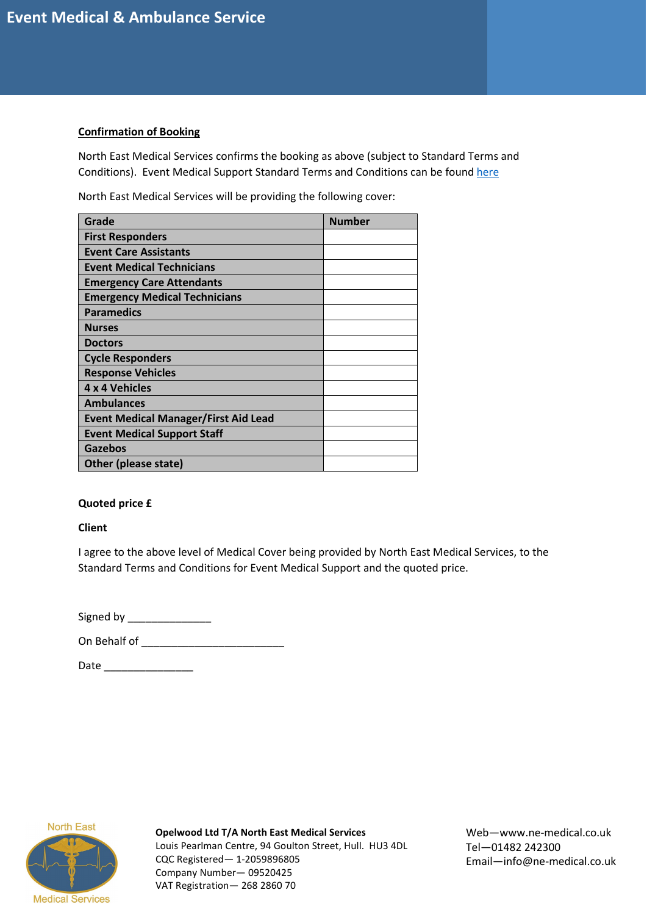## Confirmation of Booking

North East Medical Services confirms the booking as above (subject to Standard Terms and Conditions). Event Medical Support Standard Terms and Conditions can be found here

North East Medical Services will be providing the following cover:

| Grade | Number |
|---|---|
| First Responders | |
| Event Care Assistants | |
| Event Medical Technicians | |
| Emergency Care Attendants | |
| Emergency Medical Technicians | |
| Paramedics | |
| Nurses | |
| Doctors | |
| Cycle Responders | |
| Response Vehicles | |
| 4 x 4 Vehicles | |
| Ambulances | |
| Event Medical Manager/First Aid Lead | |
| Event Medical Support Staff | |
| Gazebos | |
| Other (please state) | |

**Quoted price £**

**Client**

I agree to the above level of Medical Cover being provided by North East Medical Services, to the Standard Terms and Conditions for Event Medical Support and the quoted price.

Signed by ______________

On Behalf of ________________________

Date _______________

**Opelwood Ltd T/A North East Medical Services**
Louis Pearlman Centre, 94 Goulton Street, Hull. HU3 4DL
CQC Registered— 1-2059896805
Company Number— 09520425
VAT Registration— 268 2860 70

Web—www.ne-medical.co.uk
Tel—01482 242300
Email—info@ne-medical.co.uk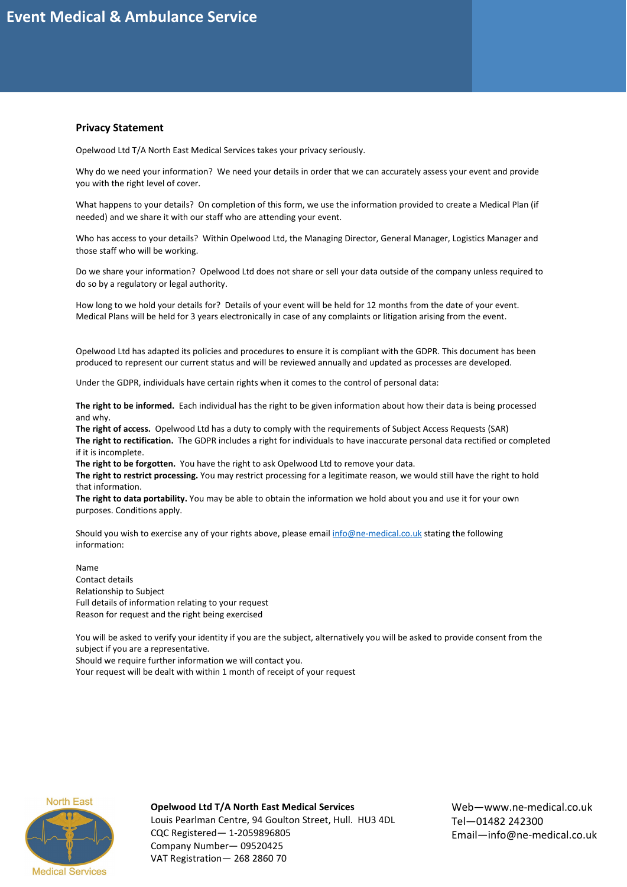# Event Medical & Ambulance Service

## Privacy Statement

Opelwood Ltd T/A North East Medical Services takes your privacy seriously.

Why do we need your information? We need your details in order that we can accurately assess your event and provide you with the right level of cover.

What happens to your details? On completion of this form, we use the information provided to create a Medical Plan (if needed) and we share it with our staff who are attending your event.

Who has access to your details? Within Opelwood Ltd, the Managing Director, General Manager, Logistics Manager and those staff who will be working.

Do we share your information? Opelwood Ltd does not share or sell your data outside of the company unless required to do so by a regulatory or legal authority.

How long to we hold your details for? Details of your event will be held for 12 months from the date of your event. Medical Plans will be held for 3 years electronically in case of any complaints or litigation arising from the event.

Opelwood Ltd has adapted its policies and procedures to ensure it is compliant with the GDPR. This document has been produced to represent our current status and will be reviewed annually and updated as processes are developed.

Under the GDPR, individuals have certain rights when it comes to the control of personal data:

**The right to be informed.** Each individual has the right to be given information about how their data is being processed and why.
**The right of access.** Opelwood Ltd has a duty to comply with the requirements of Subject Access Requests (SAR)
**The right to rectification.** The GDPR includes a right for individuals to have inaccurate personal data rectified or completed if it is incomplete.
**The right to be forgotten.** You have the right to ask Opelwood Ltd to remove your data.
**The right to restrict processing.** You may restrict processing for a legitimate reason, we would still have the right to hold that information.
**The right to data portability.** You may be able to obtain the information we hold about you and use it for your own purposes. Conditions apply.

Should you wish to exercise any of your rights above, please email info@ne-medical.co.uk stating the following information:

Name
Contact details
Relationship to Subject
Full details of information relating to your request
Reason for request and the right being exercised

You will be asked to verify your identity if you are the subject, alternatively you will be asked to provide consent from the subject if you are a representative.
Should we require further information we will contact you.
Your request will be dealt with within 1 month of receipt of your request

North East Medical Services

**Opelwood Ltd T/A North East Medical Services**
Louis Pearlman Centre, 94 Goulton Street, Hull. HU3 4DL
CQC Registered— 1-2059896805
Company Number— 09520425
VAT Registration— 268 2860 70

Web—www.ne-medical.co.uk
Tel—01482 242300
Email—info@ne-medical.co.uk